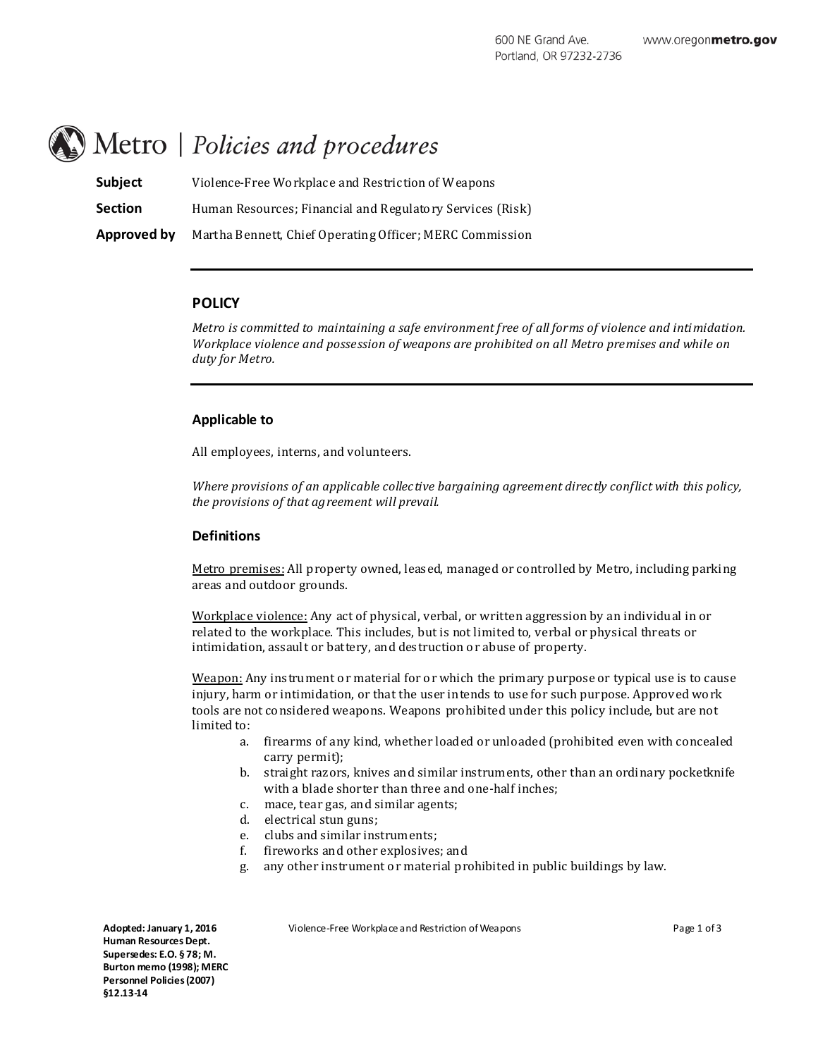# Metro | *Policies and procedures*

**Subject** Violence-Free Workplace and Restriction of Weapons

**Section** Human Resources; Financial and Regulatory Services (Risk)

**Approved by** Martha Bennett, Chief Operating Officer; MERC Commission

---

## POLICY

*Metro is committed to maintaining a safe environment free of all forms of violence and intimidation. Workplace violence and possession of weapons are prohibited on all Metro premises and while on duty for Metro.*

---

### Applicable to

All employees, interns, and volunteers.

*Where provisions of an applicable collective bargaining agreement directly conflict with this policy, the provisions of that agreement will prevail.*

### Definitions

Metro premises: All property owned, leased, managed or controlled by Metro, including parking areas and outdoor grounds.

Workplace violence: Any act of physical, verbal, or written aggression by an individual in or related to the workplace. This includes, but is not limited to, verbal or physical threats or intimidation, assault or battery, and destruction or abuse of property.

Weapon: Any instrument or material for or which the primary purpose or typical use is to cause injury, harm or intimidation, or that the user intends to use for such purpose. Approved work tools are not considered weapons. Weapons prohibited under this policy include, but are not limited to:

a. firearms of any kind, whether loaded or unloaded (prohibited even with concealed carry permit);
b. straight razors, knives and similar instruments, other than an ordinary pocketknife with a blade shorter than three and one-half inches;
c. mace, tear gas, and similar agents;
d. electrical stun guns;
e. clubs and similar instruments;
f. fireworks and other explosives; and
g. any other instrument or material prohibited in public buildings by law.

**Adopted: January 1, 2016**
**Human Resources Dept.**
**Supersedes: E.O. § 78; M. Burton memo (1998); MERC Personnel Policies (2007) §12.13-14**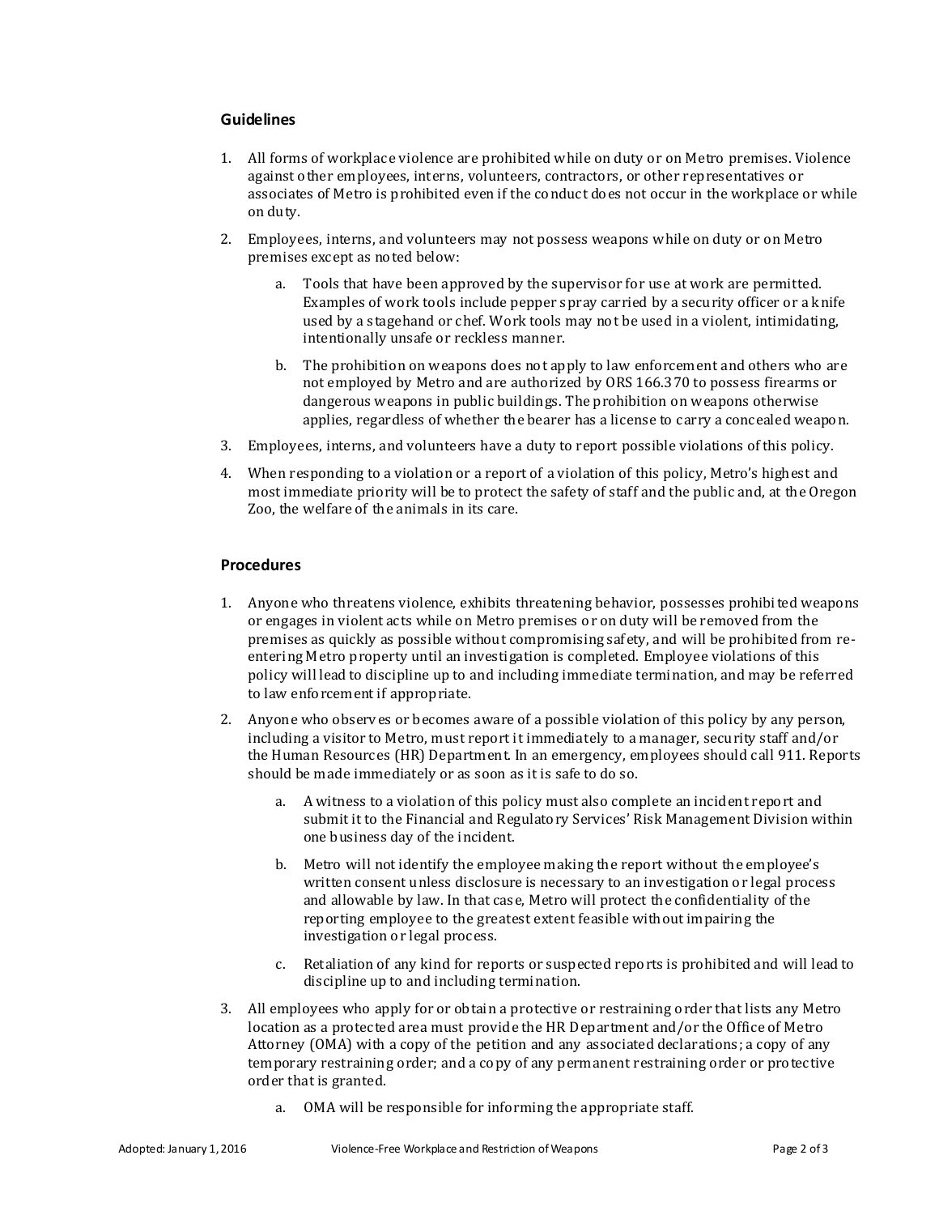## Guidelines

1. All forms of workplace violence are prohibited while on duty or on Metro premises. Violence against other employees, interns, volunteers, contractors, or other representatives or associates of Metro is prohibited even if the conduct does not occur in the workplace or while on duty.
2. Employees, interns, and volunteers may not possess weapons while on duty or on Metro premises except as noted below:
   a. Tools that have been approved by the supervisor for use at work are permitted. Examples of work tools include pepper spray carried by a security officer or a knife used by a stagehand or chef. Work tools may not be used in a violent, intimidating, intentionally unsafe or reckless manner.
   b. The prohibition on weapons does not apply to law enforcement and others who are not employed by Metro and are authorized by ORS 166.370 to possess firearms or dangerous weapons in public buildings. The prohibition on weapons otherwise applies, regardless of whether the bearer has a license to carry a concealed weapon.
3. Employees, interns, and volunteers have a duty to report possible violations of this policy.
4. When responding to a violation or a report of a violation of this policy, Metro's highest and most immediate priority will be to protect the safety of staff and the public and, at the Oregon Zoo, the welfare of the animals in its care.

## Procedures

1. Anyone who threatens violence, exhibits threatening behavior, possesses prohibited weapons or engages in violent acts while on Metro premises or on duty will be removed from the premises as quickly as possible without compromising safety, and will be prohibited from re-entering Metro property until an investigation is completed. Employee violations of this policy will lead to discipline up to and including immediate termination, and may be referred to law enforcement if appropriate.
2. Anyone who observes or becomes aware of a possible violation of this policy by any person, including a visitor to Metro, must report it immediately to a manager, security staff and/or the Human Resources (HR) Department. In an emergency, employees should call 911. Reports should be made immediately or as soon as it is safe to do so.
   a. A witness to a violation of this policy must also complete an incident report and submit it to the Financial and Regulatory Services' Risk Management Division within one business day of the incident.
   b. Metro will not identify the employee making the report without the employee's written consent unless disclosure is necessary to an investigation or legal process and allowable by law. In that case, Metro will protect the confidentiality of the reporting employee to the greatest extent feasible without impairing the investigation or legal process.
   c. Retaliation of any kind for reports or suspected reports is prohibited and will lead to discipline up to and including termination.
3. All employees who apply for or obtain a protective or restraining order that lists any Metro location as a protected area must provide the HR Department and/or the Office of Metro Attorney (OMA) with a copy of the petition and any associated declarations; a copy of any temporary restraining order; and a copy of any permanent restraining order or protective order that is granted.
   a. OMA will be responsible for informing the appropriate staff.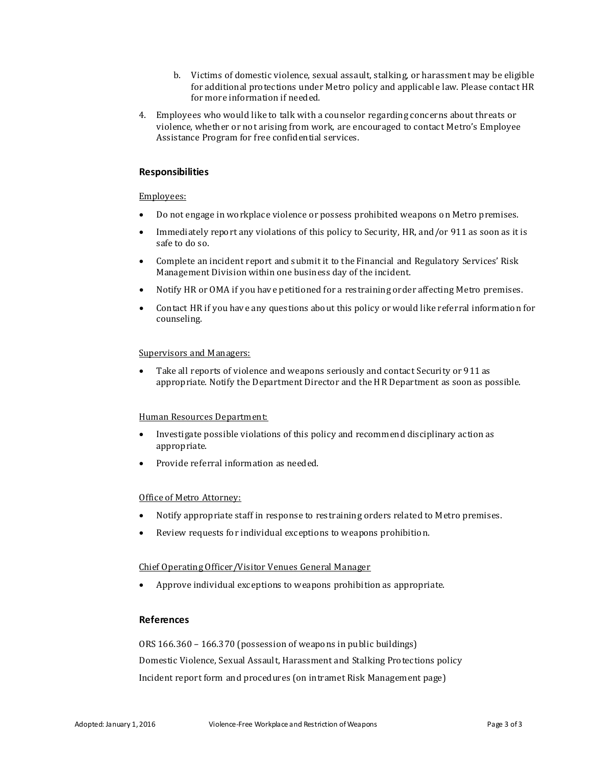b. Victims of domestic violence, sexual assault, stalking, or harassment may be eligible for additional protections under Metro policy and applicable law. Please contact HR for more information if needed.

4. Employees who would like to talk with a counselor regarding concerns about threats or violence, whether or not arising from work, are encouraged to contact Metro's Employee Assistance Program for free confidential services.

## Responsibilities

<u>Employees:</u>

- Do not engage in workplace violence or possess prohibited weapons on Metro premises.
- Immediately report any violations of this policy to Security, HR, and/or 911 as soon as it is safe to do so.
- Complete an incident report and submit it to the Financial and Regulatory Services' Risk Management Division within one business day of the incident.
- Notify HR or OMA if you have petitioned for a restraining order affecting Metro premises.
- Contact HR if you have any questions about this policy or would like referral information for counseling.

<u>Supervisors and Managers:</u>

- Take all reports of violence and weapons seriously and contact Security or 911 as appropriate. Notify the Department Director and the HR Department as soon as possible.

<u>Human Resources Department:</u>

- Investigate possible violations of this policy and recommend disciplinary action as appropriate.
- Provide referral information as needed.

<u>Office of Metro Attorney:</u>

- Notify appropriate staff in response to restraining orders related to Metro premises.
- Review requests for individual exceptions to weapons prohibition.

<u>Chief Operating Officer/Visitor Venues General Manager</u>

- Approve individual exceptions to weapons prohibition as appropriate.

## References

ORS 166.360 – 166.370 (possession of weapons in public buildings)

Domestic Violence, Sexual Assault, Harassment and Stalking Protections policy

Incident report form and procedures (on intramet Risk Management page)